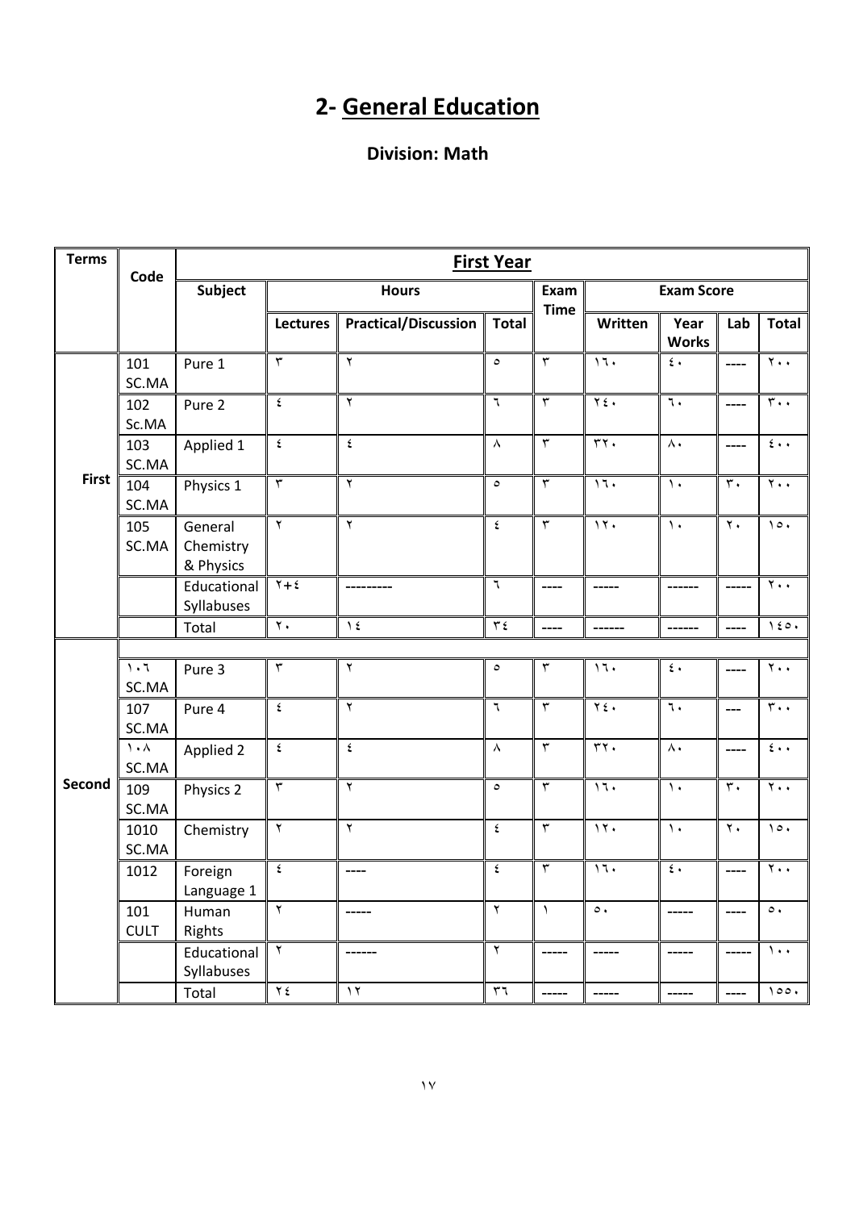# 2- General Education

### Division: Math

| Terms | Code | First Year | | | | | | | | |
|---|---|---|---|---|---|---|---|---|---|---|
| | | Subject | Hours | | | Exam Time | Exam Score | | | |
| | | | Lectures | Practical/Discussion | Total | | Written | Year Works | Lab | Total |
| First | 101 SC.MA | Pure 1 | ٣ | ٢ | ٥ | ٣ | ١٦٠ | ٤٠ | ---- | ٢٠٠ |
| | 102 Sc.MA | Pure 2 | ٤ | ٢ | ٦ | ٣ | ٢٤٠ | ٦٠ | ---- | ٣٠٠ |
| | 103 SC.MA | Applied 1 | ٤ | ٤ | ٨ | ٣ | ٣٢٠ | ٨٠ | ---- | ٤٠٠ |
| | 104 SC.MA | Physics 1 | ٣ | ٢ | ٥ | ٣ | ١٦٠ | ١٠ | ٣٠ | ٢٠٠ |
| | 105 SC.MA | General Chemistry & Physics | ٢ | ٢ | ٤ | ٣ | ١٢٠ | ١٠ | ٢٠ | ١٥٠ |
| | | Educational Syllabuses | ٢+٤ | --------- | ٦ | ---- | ----- | ------ | ----- | ٢٠٠ |
| | | Total | ٢٠ | ١٤ | ٣٤ | ---- | ------ | ------ | ---- | ١٤٥٠ |
| Second | ١٠٦ SC.MA | Pure 3 | ٣ | ٢ | ٥ | ٣ | ١٦٠ | ٤٠ | ---- | ٢٠٠ |
| | 107 SC.MA | Pure 4 | ٤ | ٢ | ٦ | ٣ | ٢٤٠ | ٦٠ | --- | ٣٠٠ |
| | ١٠٨ SC.MA | Applied 2 | ٤ | ٤ | ٨ | ٣ | ٣٢٠ | ٨٠ | ---- | ٤٠٠ |
| | 109 SC.MA | Physics 2 | ٣ | ٢ | ٥ | ٣ | ١٦٠ | ١٠ | ٣٠ | ٢٠٠ |
| | 1010 SC.MA | Chemistry | ٢ | ٢ | ٤ | ٣ | ١٢٠ | ١٠ | ٢٠ | ١٥٠ |
| | 1012 | Foreign Language 1 | ٤ | ---- | ٤ | ٣ | ١٦٠ | ٤٠ | ---- | ٢٠٠ |
| | 101 CULT | Human Rights | ٢ | ----- | ٢ | ١ | ٥٠ | ----- | ---- | ٥٠ |
| | | Educational Syllabuses | ٢ | ------ | ٢ | ----- | ----- | ----- | ----- | ١٠٠ |
| | | Total | ٢٤ | ١٢ | ٣٦ | ----- | ----- | ----- | ---- | ١٥٥٠ |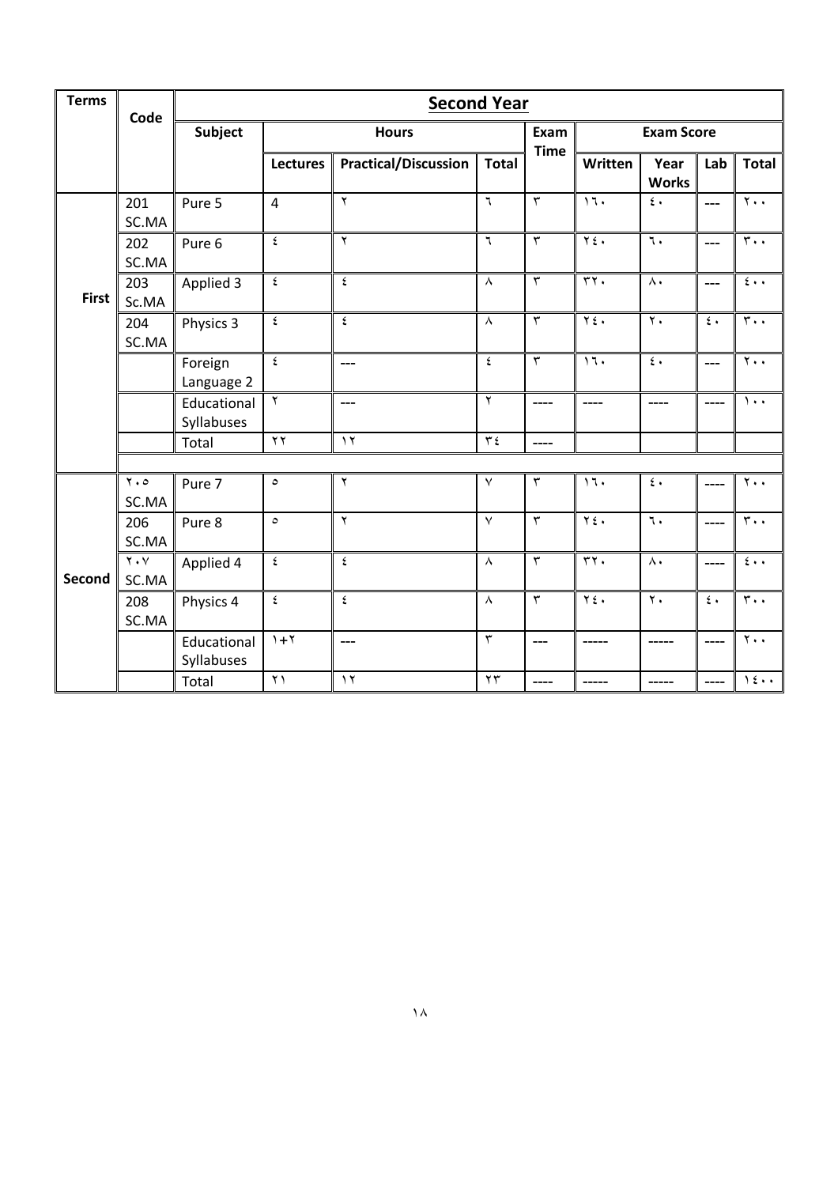| Terms | Code | Second Year | | | | | | | | |
|---|---|---|---|---|---|---|---|---|---|---|
| | | Subject | Hours | | | Exam Time | Exam Score | | | |
| | | | Lectures | Practical/Discussion | Total | | Written | Year Works | Lab | Total |
| **First** | 201 SC.MA | Pure 5 | 4 | ٢ | ٦ | ٣ | ١٦٠ | ٤٠ | --- | ٢٠٠ |
| | 202 SC.MA | Pure 6 | ٤ | ٢ | ٦ | ٣ | ٢٤٠ | ٦٠ | --- | ٣٠٠ |
| | 203 Sc.MA | Applied 3 | ٤ | ٤ | ٨ | ٣ | ٣٢٠ | ٨٠ | --- | ٤٠٠ |
| | 204 SC.MA | Physics 3 | ٤ | ٤ | ٨ | ٣ | ٢٤٠ | ٢٠ | ٤٠ | ٣٠٠ |
| | | Foreign Language 2 | ٤ | --- | ٤ | ٣ | ١٦٠ | ٤٠ | --- | ٢٠٠ |
| | | Educational Syllabuses | ٢ | --- | ٢ | ---- | ---- | ---- | ---- | ١٠٠ |
| | | Total | ٢٢ | ١٢ | ٣٤ | ---- | | | | |
| | | | | | | | | | | |
| **Second** | ٢٠٥ SC.MA | Pure 7 | ٥ | ٢ | ٧ | ٣ | ١٦٠ | ٤٠ | ---- | ٢٠٠ |
| | 206 SC.MA | Pure 8 | ٥ | ٢ | ٧ | ٣ | ٢٤٠ | ٦٠ | ---- | ٣٠٠ |
| | ٢٠٧ SC.MA | Applied 4 | ٤ | ٤ | ٨ | ٣ | ٣٢٠ | ٨٠ | ---- | ٤٠٠ |
| | 208 SC.MA | Physics 4 | ٤ | ٤ | ٨ | ٣ | ٢٤٠ | ٢٠ | ٤٠ | ٣٠٠ |
| | | Educational Syllabuses | ١+٢ | --- | ٣ | --- | ----- | ----- | ---- | ٢٠٠ |
| | | Total | ٢١ | ١٢ | ٢٣ | ---- | ----- | ----- | ---- | ١٤٠٠ |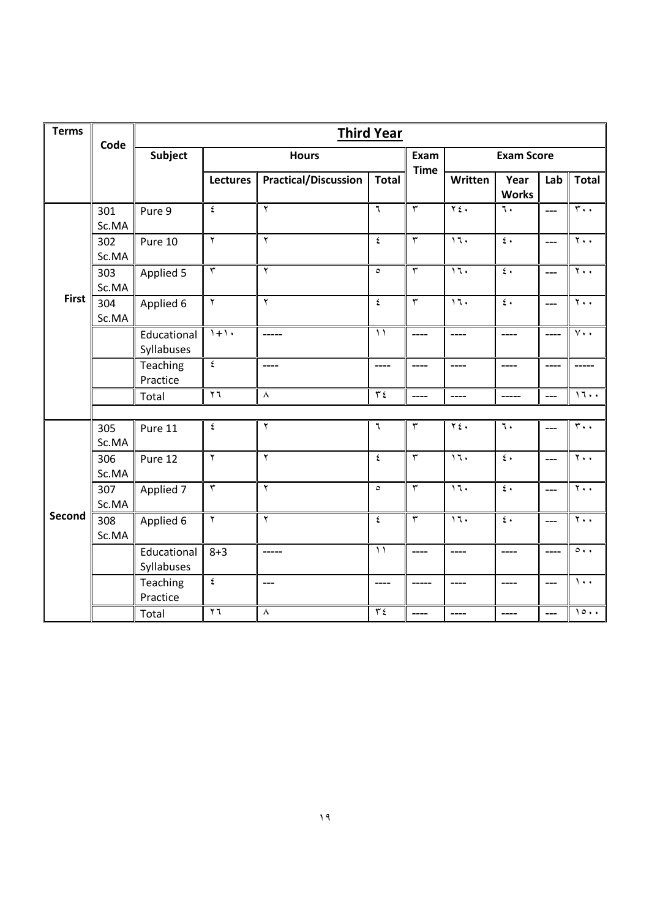| Terms | Code | Third Year | | | | | | | | |
|---|---|---|---|---|---|---|---|---|---|---|
| | | Subject | Hours | | | Exam Time | Exam Score | | | |
| | | | Lectures | Practical/Discussion | Total | | Written | Year Works | Lab | Total |
| First | 301 Sc.MA | Pure 9 | ٤ | ٢ | ٦ | ٣ | ٢٤٠ | ٦٠ | --- | ٣٠٠ |
| | 302 Sc.MA | Pure 10 | ٢ | ٢ | ٤ | ٣ | ١٦٠ | ٤٠ | --- | ٢٠٠ |
| | 303 Sc.MA | Applied 5 | ٣ | ٢ | ٥ | ٣ | ١٦٠ | ٤٠ | --- | ٢٠٠ |
| | 304 Sc.MA | Applied 6 | ٢ | ٢ | ٤ | ٣ | ١٦٠ | ٤٠ | --- | ٢٠٠ |
| | | Educational Syllabuses | ١+١٠ | ----- | ١١ | ---- | ---- | ---- | ---- | ٧٠٠ |
| | | Teaching Practice | ٤ | ---- | ---- | ---- | ---- | ---- | ---- | ----- |
| | | Total | ٢٦ | ٨ | ٣٤ | ---- | ---- | ----- | --- | ١٦٠٠ |
| | | | | | | | | | | |
| Second | 305 Sc.MA | Pure 11 | ٤ | ٢ | ٦ | ٣ | ٢٤٠ | ٦٠ | --- | ٣٠٠ |
| | 306 Sc.MA | Pure 12 | ٢ | ٢ | ٤ | ٣ | ١٦٠ | ٤٠ | --- | ٢٠٠ |
| | 307 Sc.MA | Applied 7 | ٣ | ٢ | ٥ | ٣ | ١٦٠ | ٤٠ | --- | ٢٠٠ |
| | 308 Sc.MA | Applied 6 | ٢ | ٢ | ٤ | ٣ | ١٦٠ | ٤٠ | --- | ٢٠٠ |
| | | Educational Syllabuses | 8+3 | ----- | ١١ | ---- | ---- | ---- | ---- | ٥٠٠ |
| | | Teaching Practice | ٤ | --- | ---- | ----- | ---- | ---- | --- | ١٠٠ |
| | | Total | ٢٦ | ٨ | ٣٤ | ---- | ---- | ---- | --- | ١٥٠٠ |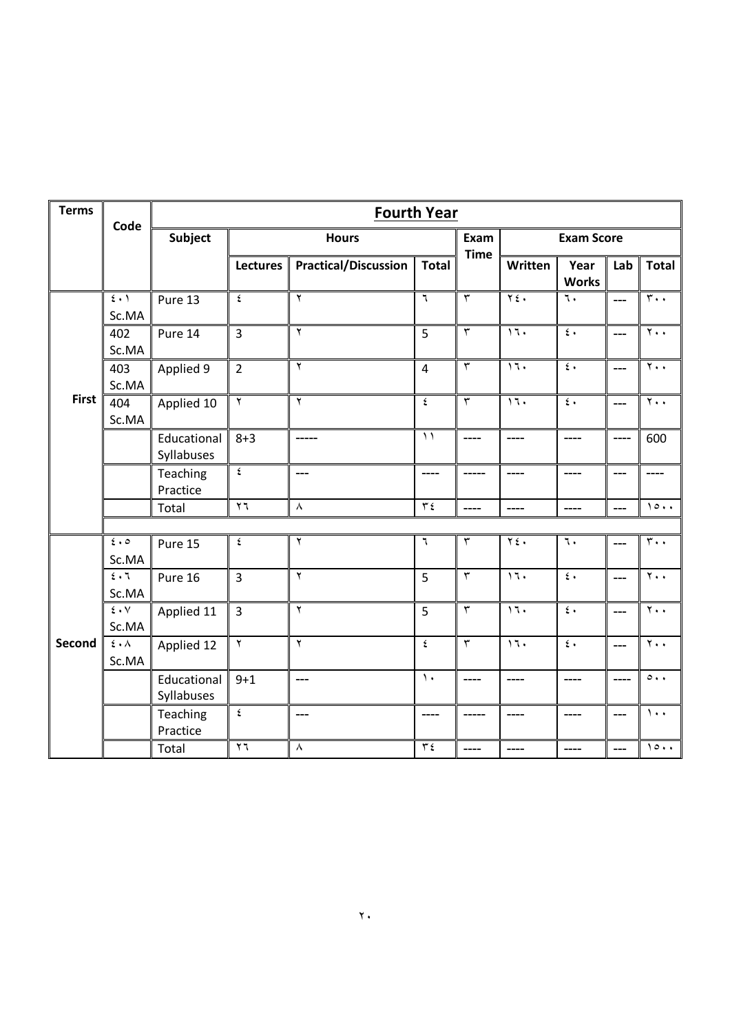| Terms | Code | Fourth Year | | | | | | | | |
|---|---|---|---|---|---|---|---|---|---|---|
| | | Subject | Hours | | | Exam Time | Exam Score | | | |
| | | | Lectures | Practical/Discussion | Total | | Written | Year Works | Lab | Total |
| First | ٤٠١ Sc.MA | Pure 13 | ٤ | ٢ | ٦ | ٣ | ٢٤٠ | ٦٠ | --- | ٣٠٠ |
| | 402 Sc.MA | Pure 14 | 3 | ٢ | 5 | ٣ | ١٦٠ | ٤٠ | --- | ٢٠٠ |
| | 403 Sc.MA | Applied 9 | 2 | ٢ | 4 | ٣ | ١٦٠ | ٤٠ | --- | ٢٠٠ |
| | 404 Sc.MA | Applied 10 | ٢ | ٢ | ٤ | ٣ | ١٦٠ | ٤٠ | --- | ٢٠٠ |
| | | Educational Syllabuses | 8+3 | ----- | ١١ | ---- | ---- | ---- | ---- | 600 |
| | | Teaching Practice | ٤ | --- | ---- | ----- | ---- | ---- | --- | ---- |
| | | Total | ٢٦ | ٨ | ٣٤ | ---- | ---- | ---- | --- | ١٥٠٠ |
| Second | ٤٠٥ Sc.MA | Pure 15 | ٤ | ٢ | ٦ | ٣ | ٢٤٠ | ٦٠ | --- | ٣٠٠ |
| | ٤٠٦ Sc.MA | Pure 16 | 3 | ٢ | 5 | ٣ | ١٦٠ | ٤٠ | --- | ٢٠٠ |
| | ٤٠٧ Sc.MA | Applied 11 | 3 | ٢ | 5 | ٣ | ١٦٠ | ٤٠ | --- | ٢٠٠ |
| | ٤٠٨ Sc.MA | Applied 12 | ٢ | ٢ | ٤ | ٣ | ١٦٠ | ٤٠ | --- | ٢٠٠ |
| | | Educational Syllabuses | 9+1 | --- | ١٠ | ---- | ---- | ---- | ---- | ٥٠٠ |
| | | Teaching Practice | ٤ | --- | ---- | ----- | ---- | ---- | --- | ١٠٠ |
| | | Total | ٢٦ | ٨ | ٣٤ | ---- | ---- | ---- | --- | ١٥٠٠ |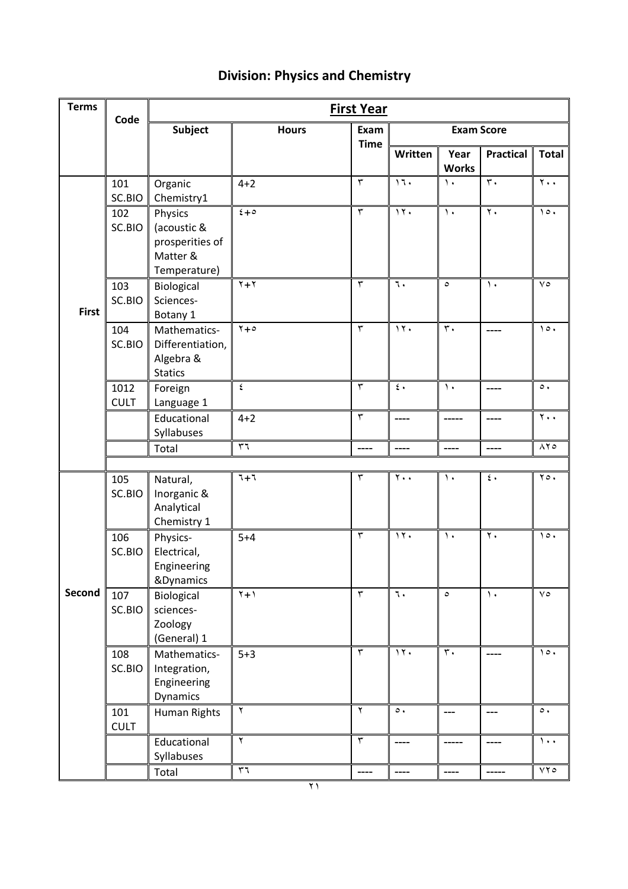## Division: Physics and Chemistry

| Terms | Code | First Year | | | | | | |
|---|---|---|---|---|---|---|---|---|
| | | Subject | Hours | Exam Time | Exam Score | | | |
| | | | | | Written | Year Works | Practical | Total |
| First | 101 SC.BIO | Organic Chemistry1 | 4+2 | ٣ | ١٦٠ | ١٠ | ٣٠ | ٢٠٠ |
| | 102 SC.BIO | Physics (acoustic & prosperities of Matter & Temperature) | ٤+٥ | ٣ | ١٢٠ | ١٠ | ٢٠ | ١٥٠ |
| | 103 SC.BIO | Biological Sciences- Botany 1 | ٢+٢ | ٣ | ٦٠ | ٥ | ١٠ | ٧٥ |
| | 104 SC.BIO | Mathematics- Differentiation, Algebra & Statics | ٢+٥ | ٣ | ١٢٠ | ٣٠ | ---- | ١٥٠ |
| | 1012 CULT | Foreign Language 1 | ٤ | ٣ | ٤٠ | ١٠ | ---- | ٥٠ |
| | | Educational Syllabuses | 4+2 | ٣ | ---- | ----- | ---- | ٢٠٠ |
| | | Total | ٣٦ | ---- | ---- | ---- | ---- | ٨٢٥ |
| Second | 105 SC.BIO | Natural, Inorganic & Analytical Chemistry 1 | ٦+٦ | ٣ | ٢٠٠ | ١٠ | ٤٠ | ٢٥٠ |
| | 106 SC.BIO | Physics- Electrical, Engineering &Dynamics | 5+4 | ٣ | ١٢٠ | ١٠ | ٢٠ | ١٥٠ |
| | 107 SC.BIO | Biological sciences- Zoology (General) 1 | ٢+١ | ٣ | ٦٠ | ٥ | ١٠ | ٧٥ |
| | 108 SC.BIO | Mathematics- Integration, Engineering Dynamics | 5+3 | ٣ | ١٢٠ | ٣٠ | ---- | ١٥٠ |
| | 101 CULT | Human Rights | ٢ | ٢ | ٥٠ | --- | --- | ٥٠ |
| | | Educational Syllabuses | ٢ | ٣ | ---- | ----- | ---- | ١٠٠ |
| | | Total | ٣٦ | ---- | ---- | ---- | ----- | ٧٢٥ |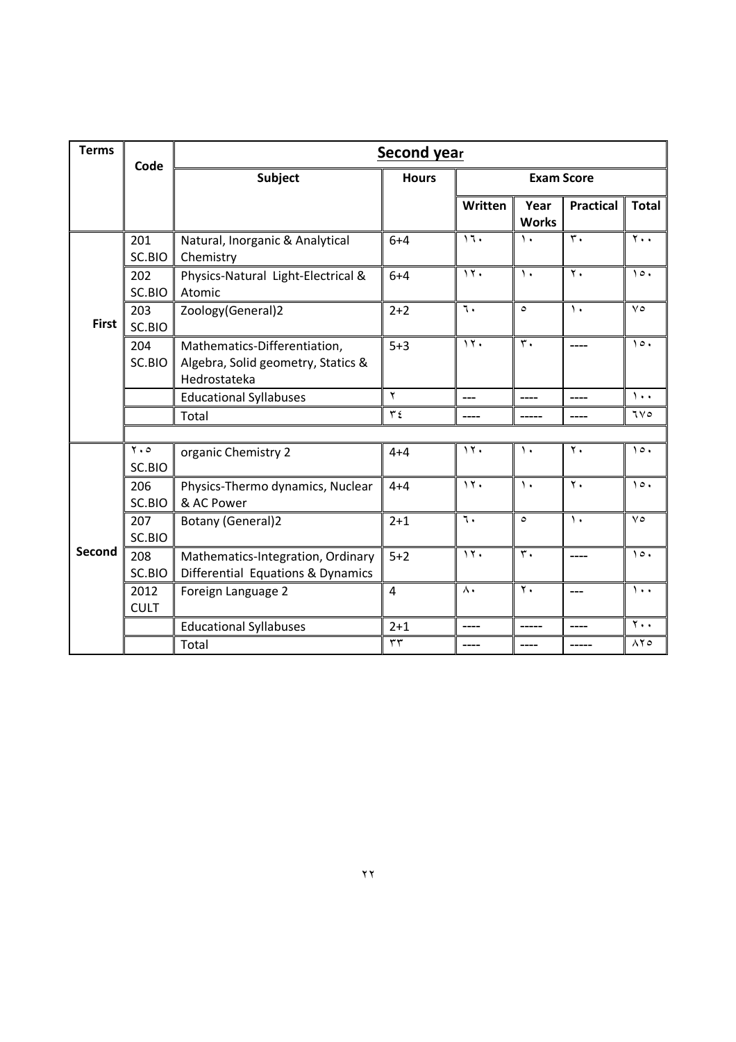| Terms | Code | Second year | | | | | |
|---|---|---|---|---|---|---|---|
| | | Subject | Hours | Exam Score | | | |
| | | | | Written | Year Works | Practical | Total |
| First | 201 SC.BIO | Natural, Inorganic & Analytical Chemistry | 6+4 | ١٦٠ | ١٠ | ٣٠ | ٢٠٠ |
| | 202 SC.BIO | Physics-Natural Light-Electrical & Atomic | 6+4 | ١٢٠ | ١٠ | ٢٠ | ١٥٠ |
| | 203 SC.BIO | Zoology(General)2 | 2+2 | ٦٠ | ٥ | ١٠ | ٧٥ |
| | 204 SC.BIO | Mathematics-Differentiation, Algebra, Solid geometry, Statics & Hedrostateka | 5+3 | ١٢٠ | ٣٠ | ---- | ١٥٠ |
| | | Educational Syllabuses | ٢ | --- | ---- | ---- | ١٠٠ |
| | | Total | ٣٤ | ---- | ----- | ---- | ٦٧٥ |
| | | | | | | | |
| Second | ٢٠٥ SC.BIO | organic Chemistry 2 | 4+4 | ١٢٠ | ١٠ | ٢٠ | ١٥٠ |
| | 206 SC.BIO | Physics-Thermo dynamics, Nuclear & AC Power | 4+4 | ١٢٠ | ١٠ | ٢٠ | ١٥٠ |
| | 207 SC.BIO | Botany (General)2 | 2+1 | ٦٠ | ٥ | ١٠ | ٧٥ |
| | 208 SC.BIO | Mathematics-Integration, Ordinary Differential Equations & Dynamics | 5+2 | ١٢٠ | ٣٠ | ---- | ١٥٠ |
| | 2012 CULT | Foreign Language 2 | 4 | ٨٠ | ٢٠ | --- | ١٠٠ |
| | | Educational Syllabuses | 2+1 | ---- | ----- | ---- | ٢٠٠ |
| | | Total | ٣٣ | ---- | ---- | ----- | ٨٢٥ |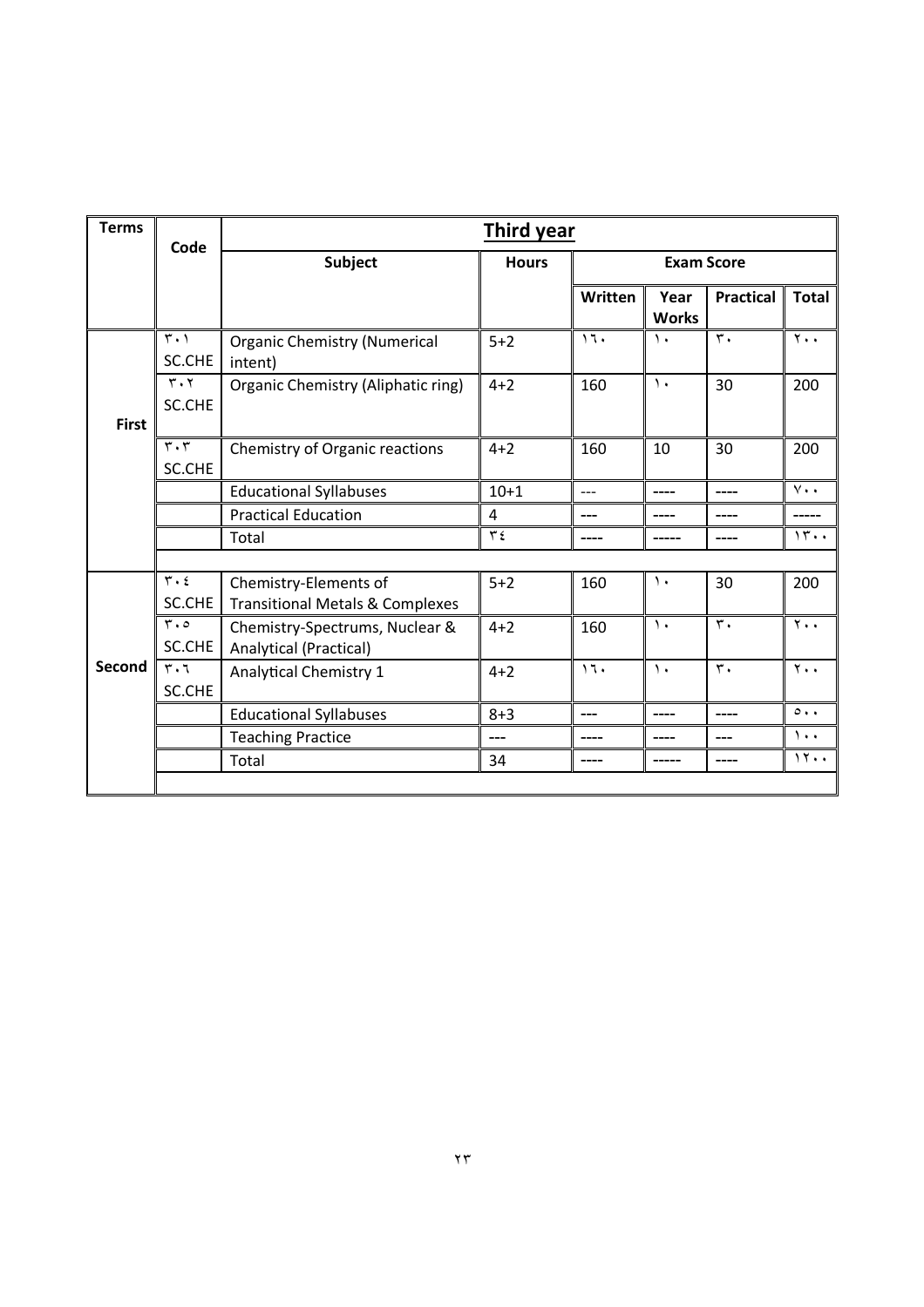| Terms | Code | Third year | | | | | |
|---|---|---|---|---|---|---|---|
| | | Subject | Hours | Exam Score | | | |
| | | | | Written | Year Works | Practical | Total |
| First | ٣٠١ SC.CHE | Organic Chemistry (Numerical intent) | 5+2 | ١٦٠ | ١٠ | ٣٠ | ٢٠٠ |
| | ٣٠٢ SC.CHE | Organic Chemistry (Aliphatic ring) | 4+2 | 160 | ١٠ | 30 | 200 |
| | ٣٠٣ SC.CHE | Chemistry of Organic reactions | 4+2 | 160 | 10 | 30 | 200 |
| | | Educational Syllabuses | 10+1 | --- | ---- | ---- | ٧٠٠ |
| | | Practical Education | 4 | --- | ---- | ---- | ----- |
| | | Total | ٣٤ | ---- | ----- | ---- | ١٣٠٠ |
| Second | ٣٠٤ SC.CHE | Chemistry-Elements of Transitional Metals & Complexes | 5+2 | 160 | ١٠ | 30 | 200 |
| | ٣٠٥ SC.CHE | Chemistry-Spectrums, Nuclear & Analytical (Practical) | 4+2 | 160 | ١٠ | ٣٠ | ٢٠٠ |
| | ٣٠٦ SC.CHE | Analytical Chemistry 1 | 4+2 | ١٦٠ | ١٠ | ٣٠ | ٢٠٠ |
| | | Educational Syllabuses | 8+3 | --- | ---- | ---- | ٥٠٠ |
| | | Teaching Practice | --- | ---- | ---- | --- | ١٠٠ |
| | | Total | 34 | ---- | ----- | ---- | ١٢٠٠ |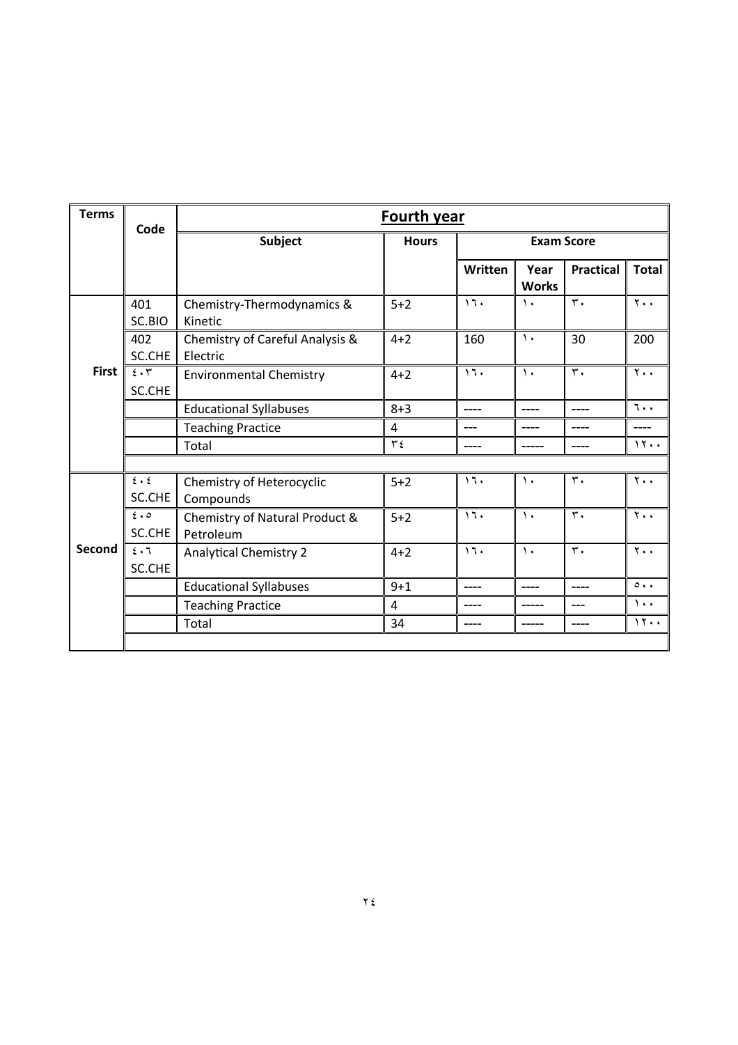| Terms | Code | Fourth year | | | | | |
|---|---|---|---|---|---|---|---|
| | | **Subject** | **Hours** | **Exam Score** | | | |
| | | | | **Written** | **Year Works** | **Practical** | **Total** |
| **First** | 401 SC.BIO | Chemistry-Thermodynamics & Kinetic | 5+2 | ١٦٠ | ١٠ | ٣٠ | ٢٠٠ |
| | 402 SC.CHE | Chemistry of Careful Analysis & Electric | 4+2 | 160 | ١٠ | 30 | 200 |
| | ٤٠٣ SC.CHE | Environmental Chemistry | 4+2 | ١٦٠ | ١٠ | ٣٠ | ٢٠٠ |
| | | Educational Syllabuses | 8+3 | ---- | ---- | ---- | ٦٠٠ |
| | | Teaching Practice | 4 | --- | ---- | ---- | ---- |
| | | Total | ٣٤ | ---- | ----- | ---- | ١٢٠٠ |
| **Second** | ٤٠٤ SC.CHE | Chemistry of Heterocyclic Compounds | 5+2 | ١٦٠ | ١٠ | ٣٠ | ٢٠٠ |
| | ٤٠٥ SC.CHE | Chemistry of Natural Product & Petroleum | 5+2 | ١٦٠ | ١٠ | ٣٠ | ٢٠٠ |
| | ٤٠٦ SC.CHE | Analytical Chemistry 2 | 4+2 | ١٦٠ | ١٠ | ٣٠ | ٢٠٠ |
| | | Educational Syllabuses | 9+1 | ---- | ---- | ---- | ٥٠٠ |
| | | Teaching Practice | 4 | ---- | ----- | --- | ١٠٠ |
| | | Total | 34 | ---- | ----- | ---- | ١٢٠٠ |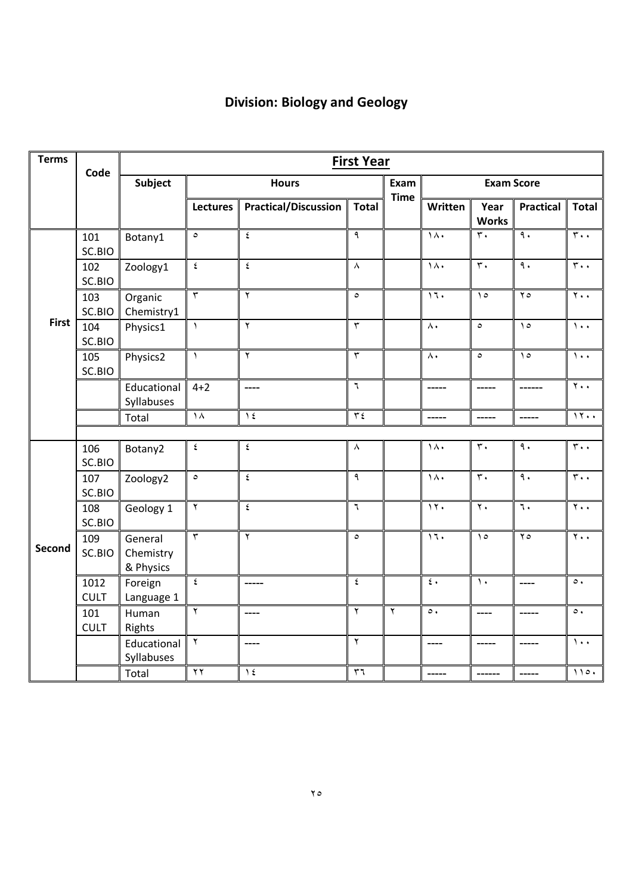## Division: Biology and Geology

| Terms | Code | First Year | | | | | | | | |
|---|---|---|---|---|---|---|---|---|---|---|
| | | Subject | Hours | | | Exam Time | Exam Score | | | |
| | | | Lectures | Practical/Discussion | Total | | Written | Year Works | Practical | Total |
| First | 101 SC.BIO | Botany1 | ٥ | ٤ | ٩ | | ١٨٠ | ٣٠ | ٩٠ | ٣٠٠ |
| | 102 SC.BIO | Zoology1 | ٤ | ٤ | ٨ | | ١٨٠ | ٣٠ | ٩٠ | ٣٠٠ |
| | 103 SC.BIO | Organic Chemistry1 | ٣ | ٢ | ٥ | | ١٦٠ | ١٥ | ٢٥ | ٢٠٠ |
| | 104 SC.BIO | Physics1 | ١ | ٢ | ٣ | | ٨٠ | ٥ | ١٥ | ١٠٠ |
| | 105 SC.BIO | Physics2 | ١ | ٢ | ٣ | | ٨٠ | ٥ | ١٥ | ١٠٠ |
| | | Educational Syllabuses | 4+2 | ---- | ٦ | | ----- | ----- | ------ | ٢٠٠ |
| | | Total | ١٨ | ١٤ | ٣٤ | | ----- | ----- | ----- | ١٢٠٠ |
| Second | 106 SC.BIO | Botany2 | ٤ | ٤ | ٨ | | ١٨٠ | ٣٠ | ٩٠ | ٣٠٠ |
| | 107 SC.BIO | Zoology2 | ٥ | ٤ | ٩ | | ١٨٠ | ٣٠ | ٩٠ | ٣٠٠ |
| | 108 SC.BIO | Geology 1 | ٢ | ٤ | ٦ | | ١٢٠ | ٢٠ | ٦٠ | ٢٠٠ |
| | 109 SC.BIO | General Chemistry & Physics | ٣ | ٢ | ٥ | | ١٦٠ | ١٥ | ٢٥ | ٢٠٠ |
| | 1012 CULT | Foreign Language 1 | ٤ | ----- | ٤ | | ٤٠ | ١٠ | ---- | ٥٠ |
| | 101 CULT | Human Rights | ٢ | ---- | ٢ | ٢ | ٥٠ | ---- | ----- | ٥٠ |
| | | Educational Syllabuses | ٢ | ---- | ٢ | | ---- | ----- | ----- | ١٠٠ |
| | | Total | ٢٢ | ١٤ | ٣٦ | | ----- | ------ | ----- | ١١٥٠ |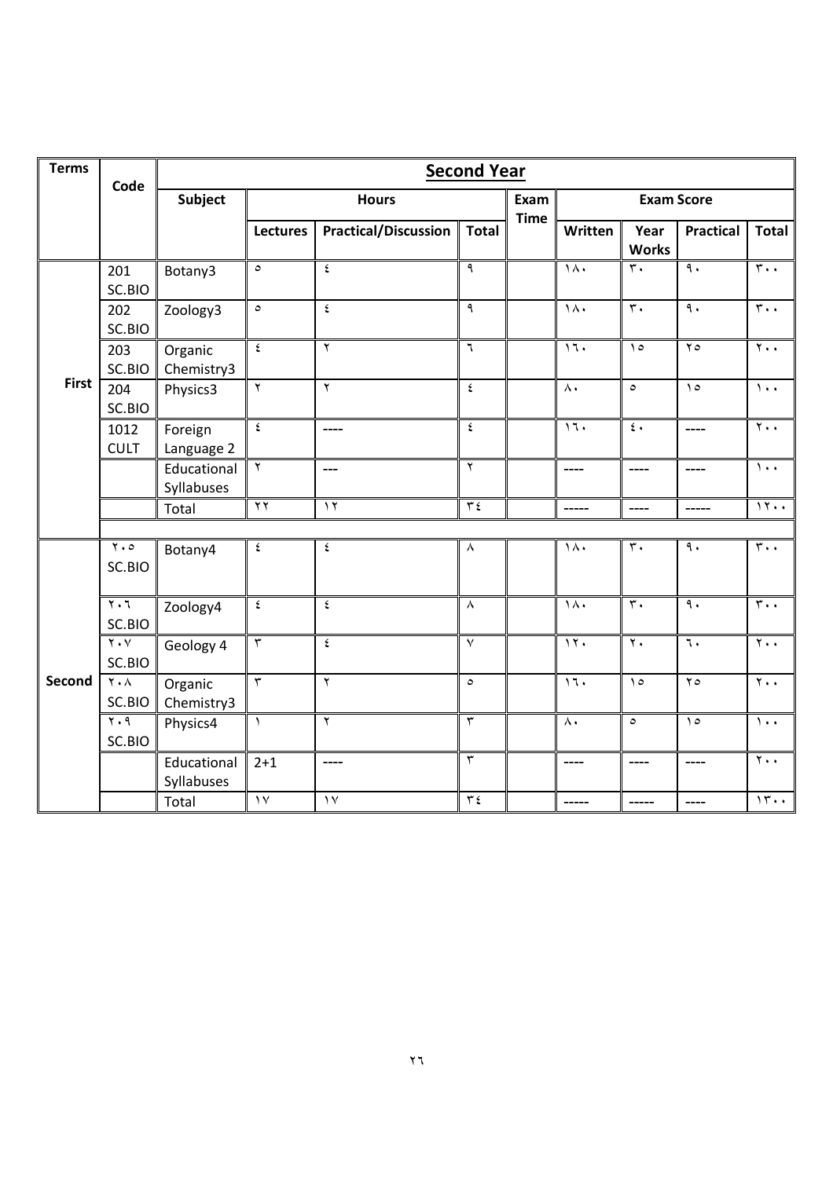| Terms | Code | Second Year | | | | | | | | |
|---|---|---|---|---|---|---|---|---|---|---|
| | | Subject | Hours | | | Exam Time | Exam Score | | | |
| | | | Lectures | Practical/Discussion | Total | | Written | Year Works | Practical | Total |
| First | 201 SC.BIO | Botany3 | ٥ | ٤ | ٩ | | ١٨٠ | ٣٠ | ٩٠ | ٣٠٠ |
| | 202 SC.BIO | Zoology3 | ٥ | ٤ | ٩ | | ١٨٠ | ٣٠ | ٩٠ | ٣٠٠ |
| | 203 SC.BIO | Organic Chemistry3 | ٤ | ٢ | ٦ | | ١٦٠ | ١٥ | ٢٥ | ٢٠٠ |
| | 204 SC.BIO | Physics3 | ٢ | ٢ | ٤ | | ٨٠ | ٥ | ١٥ | ١٠٠ |
| | 1012 CULT | Foreign Language 2 | ٤ | ---- | ٤ | | ١٦٠ | ٤٠ | ---- | ٢٠٠ |
| | | Educational Syllabuses | ٢ | --- | ٢ | | ---- | ---- | ---- | ١٠٠ |
| | | Total | ٢٢ | ١٢ | ٣٤ | | ----- | ---- | ----- | ١٢٠٠ |
| Second | ٢٠٥ SC.BIO | Botany4 | ٤ | ٤ | ٨ | | ١٨٠ | ٣٠ | ٩٠ | ٣٠٠ |
| | ٢٠٦ SC.BIO | Zoology4 | ٤ | ٤ | ٨ | | ١٨٠ | ٣٠ | ٩٠ | ٣٠٠ |
| | ٢٠٧ SC.BIO | Geology 4 | ٣ | ٤ | ٧ | | ١٢٠ | ٢٠ | ٦٠ | ٢٠٠ |
| | ٢٠٨ SC.BIO | Organic Chemistry3 | ٣ | ٢ | ٥ | | ١٦٠ | ١٥ | ٢٥ | ٢٠٠ |
| | ٢٠٩ SC.BIO | Physics4 | ١ | ٢ | ٣ | | ٨٠ | ٥ | ١٥ | ١٠٠ |
| | | Educational Syllabuses | 2+1 | ---- | ٣ | | ---- | ---- | ---- | ٢٠٠ |
| | | Total | ١٧ | ١٧ | ٣٤ | | ----- | ----- | ---- | ١٣٠٠ |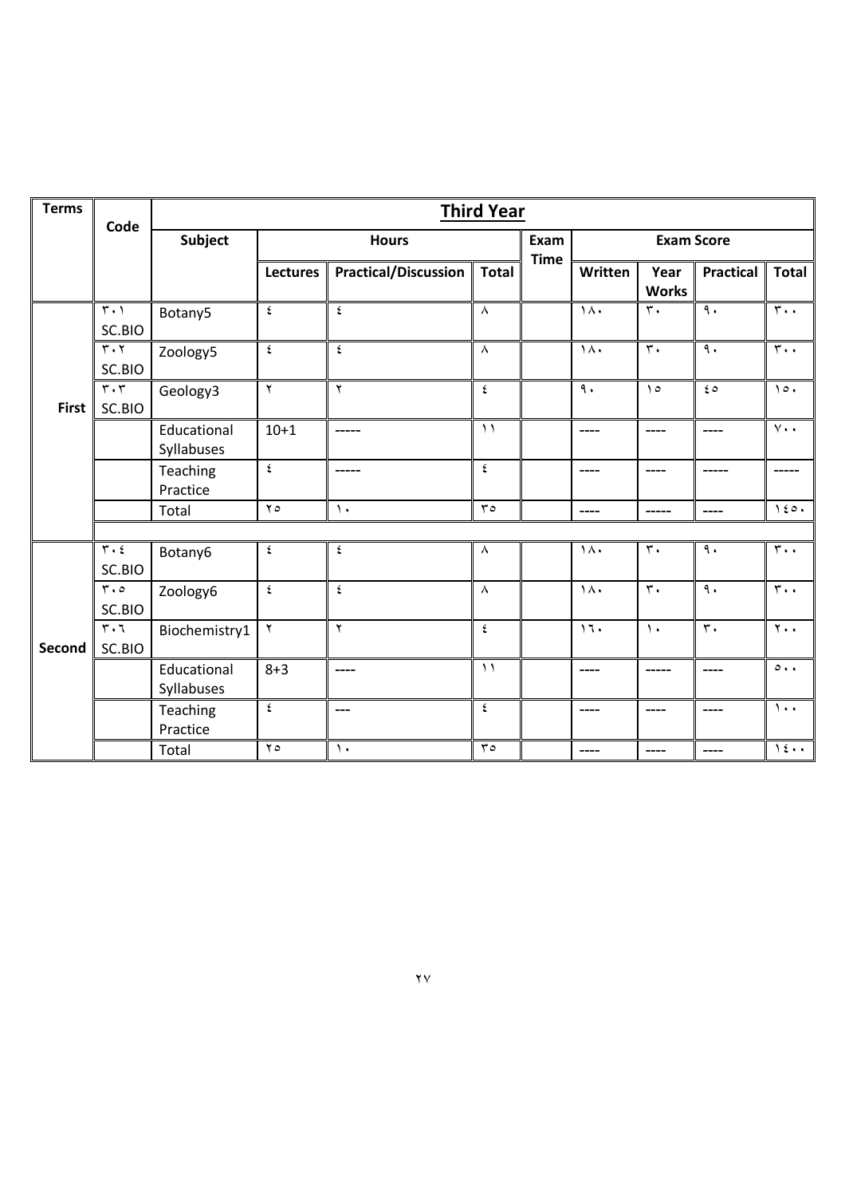| Terms | Code | Third Year | | | | | | | | |
|---|---|---|---|---|---|---|---|---|---|---|
| | | Subject | Hours | | | Exam Time | Exam Score | | | |
| | | | Lectures | Practical/Discussion | Total | | Written | Year Works | Practical | Total |
| First | ٣٠١ SC.BIO | Botany5 | ٤ | ٤ | ٨ | | ١٨٠ | ٣٠ | ٩٠ | ٣٠٠ |
| | ٣٠٢ SC.BIO | Zoology5 | ٤ | ٤ | ٨ | | ١٨٠ | ٣٠ | ٩٠ | ٣٠٠ |
| | ٣٠٣ SC.BIO | Geology3 | ٢ | ٢ | ٤ | | ٩٠ | ١٥ | ٤٥ | ١٥٠ |
| | | Educational Syllabuses | 10+1 | ----- | ١١ | | ---- | ---- | ---- | ٧٠٠ |
| | | Teaching Practice | ٤ | ----- | ٤ | | ---- | ---- | ----- | ----- |
| | | Total | ٢٥ | ١٠ | ٣٥ | | ---- | ----- | ---- | ١٤٥٠ |
| Second | ٣٠٤ SC.BIO | Botany6 | ٤ | ٤ | ٨ | | ١٨٠ | ٣٠ | ٩٠ | ٣٠٠ |
| | ٣٠٥ SC.BIO | Zoology6 | ٤ | ٤ | ٨ | | ١٨٠ | ٣٠ | ٩٠ | ٣٠٠ |
| | ٣٠٦ SC.BIO | Biochemistry1 | ٢ | ٢ | ٤ | | ١٦٠ | ١٠ | ٣٠ | ٢٠٠ |
| | | Educational Syllabuses | 8+3 | ---- | ١١ | | ---- | ----- | ---- | ٥٠٠ |
| | | Teaching Practice | ٤ | --- | ٤ | | ---- | ---- | ---- | ١٠٠ |
| | | Total | ٢٥ | ١٠ | ٣٥ | | ---- | ---- | ---- | ١٤٠٠ |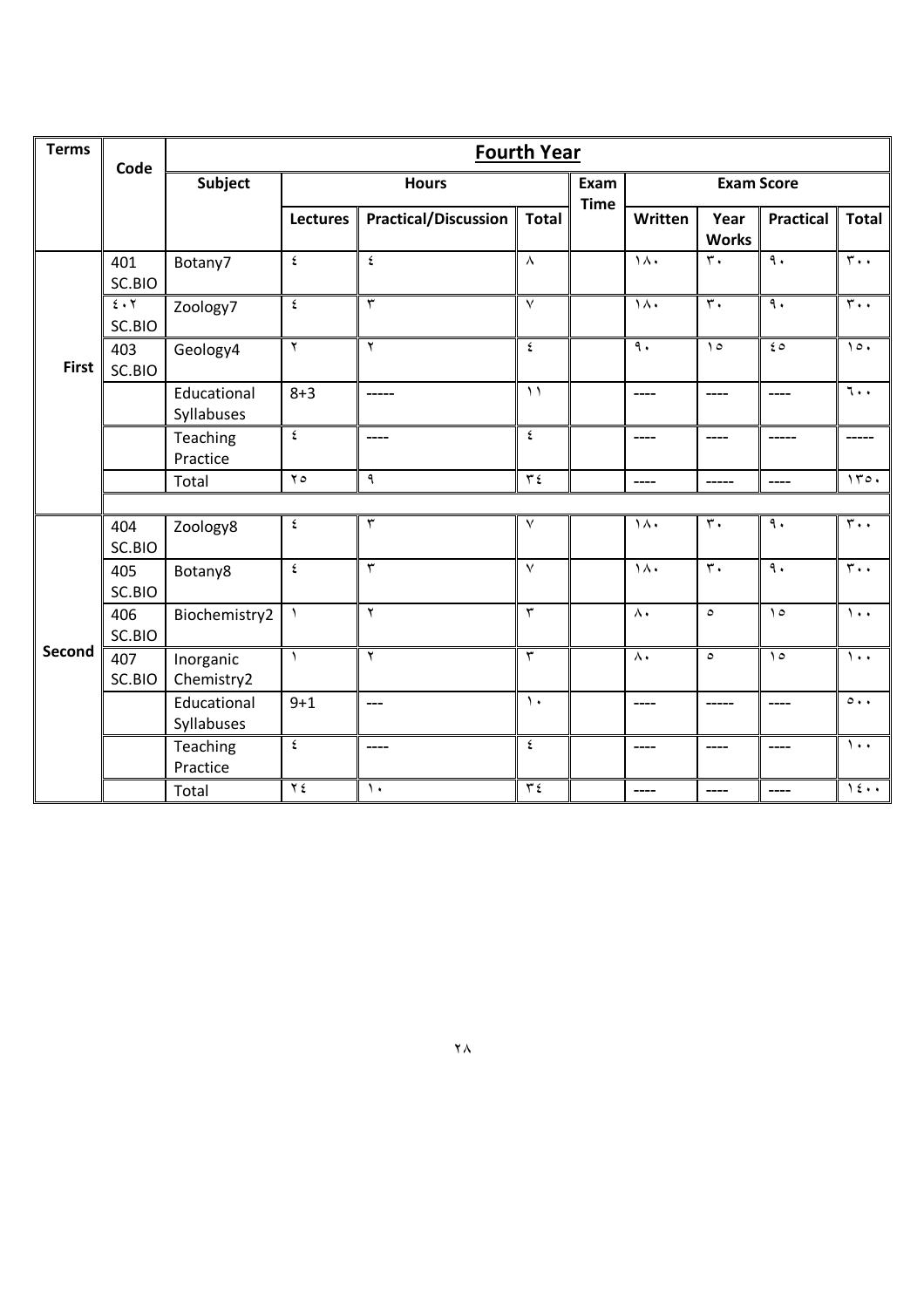| Terms | Code | Fourth Year | | | | | | | | |
|---|---|---|---|---|---|---|---|---|---|---|
| | | Subject | Hours | | | Exam Time | Exam Score | | | |
| | | | Lectures | Practical/Discussion | Total | | Written | Year Works | Practical | Total |
| First | 401 SC.BIO | Botany7 | ٤ | ٤ | ٨ | | ١٨٠ | ٣٠ | ٩٠ | ٣٠٠ |
| | ٤٠٢ SC.BIO | Zoology7 | ٤ | ٣ | ٧ | | ١٨٠ | ٣٠ | ٩٠ | ٣٠٠ |
| | 403 SC.BIO | Geology4 | ٢ | ٢ | ٤ | | ٩٠ | ١٥ | ٤٥ | ١٥٠ |
| | | Educational Syllabuses | 8+3 | ----- | ١١ | | ---- | ---- | ---- | ٦٠٠ |
| | | Teaching Practice | ٤ | ---- | ٤ | | ---- | ---- | ----- | ----- |
| | | Total | ٢٥ | ٩ | ٣٤ | | ---- | ----- | ---- | ١٣٥٠ |
| Second | 404 SC.BIO | Zoology8 | ٤ | ٣ | ٧ | | ١٨٠ | ٣٠ | ٩٠ | ٣٠٠ |
| | 405 SC.BIO | Botany8 | ٤ | ٣ | ٧ | | ١٨٠ | ٣٠ | ٩٠ | ٣٠٠ |
| | 406 SC.BIO | Biochemistry2 | ١ | ٢ | ٣ | | ٨٠ | ٥ | ١٥ | ١٠٠ |
| | 407 SC.BIO | Inorganic Chemistry2 | ١ | ٢ | ٣ | | ٨٠ | ٥ | ١٥ | ١٠٠ |
| | | Educational Syllabuses | 9+1 | --- | ١٠ | | ---- | ----- | ---- | ٥٠٠ |
| | | Teaching Practice | ٤ | ---- | ٤ | | ---- | ---- | ---- | ١٠٠ |
| | | Total | ٢٤ | ١٠ | ٣٤ | | ---- | ---- | ---- | ١٤٠٠ |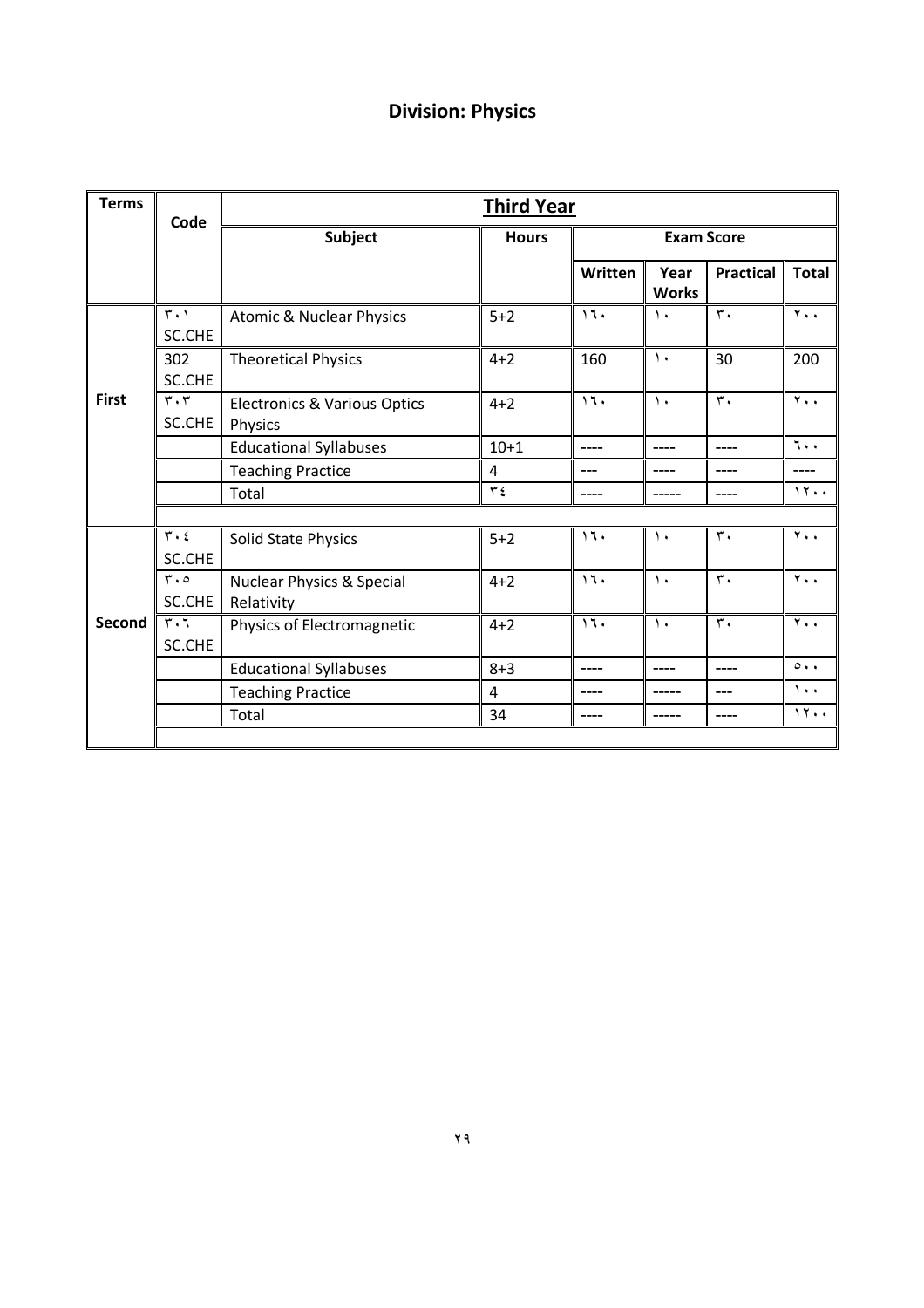## Division: Physics

| Terms | Code | Third Year | | | | | |
|---|---|---|---|---|---|---|---|
| | | Subject | Hours | Exam Score | | | |
| | | | | Written | Year Works | Practical | Total |
| First | ٣٠١ SC.CHE | Atomic & Nuclear Physics | 5+2 | ١٦٠ | ١٠ | ٣٠ | ٢٠٠ |
| | 302 SC.CHE | Theoretical Physics | 4+2 | 160 | ١٠ | 30 | 200 |
| | ٣٠٣ SC.CHE | Electronics & Various Optics Physics | 4+2 | ١٦٠ | ١٠ | ٣٠ | ٢٠٠ |
| | | Educational Syllabuses | 10+1 | ---- | ---- | ---- | ٦٠٠ |
| | | Teaching Practice | 4 | --- | ---- | ---- | ---- |
| | | Total | ٣٤ | ---- | ----- | ---- | ١٢٠٠ |
| Second | ٣٠٤ SC.CHE | Solid State Physics | 5+2 | ١٦٠ | ١٠ | ٣٠ | ٢٠٠ |
| | ٣٠٥ SC.CHE | Nuclear Physics & Special Relativity | 4+2 | ١٦٠ | ١٠ | ٣٠ | ٢٠٠ |
| | ٣٠٦ SC.CHE | Physics of Electromagnetic | 4+2 | ١٦٠ | ١٠ | ٣٠ | ٢٠٠ |
| | | Educational Syllabuses | 8+3 | ---- | ---- | ---- | ٥٠٠ |
| | | Teaching Practice | 4 | ---- | ----- | --- | ١٠٠ |
| | | Total | 34 | ---- | ----- | ---- | ١٢٠٠ |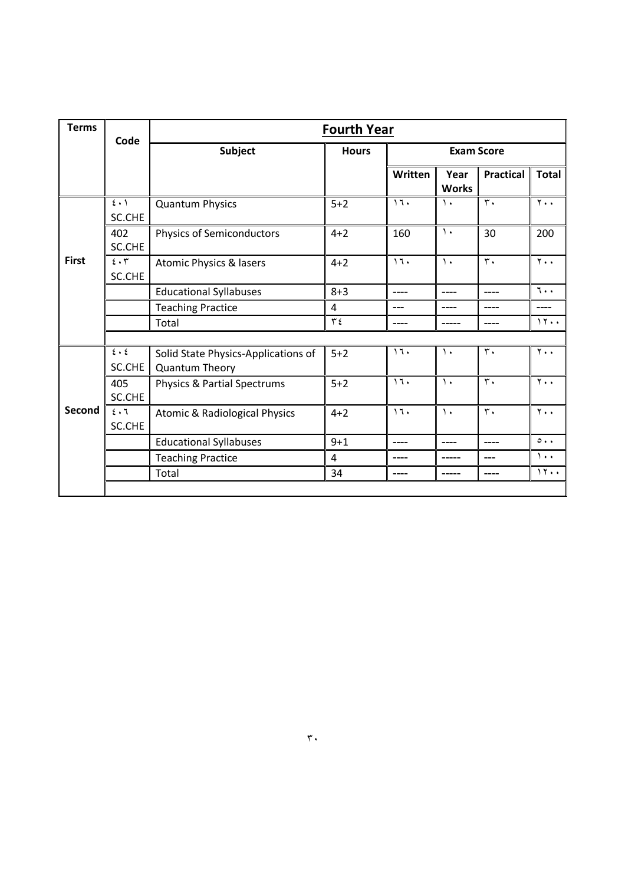| Terms | Code | Fourth Year | | | | | |
|---|---|---|---|---|---|---|---|
| | | Subject | Hours | Exam Score | | | |
| | | | | Written | Year Works | Practical | Total |
| First | ٤٠١ SC.CHE | Quantum Physics | 5+2 | ١٦٠ | ١٠ | ٣٠ | ٢٠٠ |
| | 402 SC.CHE | Physics of Semiconductors | 4+2 | 160 | ١٠ | 30 | 200 |
| | ٤٠٣ SC.CHE | Atomic Physics & lasers | 4+2 | ١٦٠ | ١٠ | ٣٠ | ٢٠٠ |
| | | Educational Syllabuses | 8+3 | ---- | ---- | ---- | ٦٠٠ |
| | | Teaching Practice | 4 | --- | ---- | ---- | ---- |
| | | Total | ٣٤ | ---- | ----- | ---- | ١٢٠٠ |
| Second | ٤٠٤ SC.CHE | Solid State Physics-Applications of Quantum Theory | 5+2 | ١٦٠ | ١٠ | ٣٠ | ٢٠٠ |
| | 405 SC.CHE | Physics & Partial Spectrums | 5+2 | ١٦٠ | ١٠ | ٣٠ | ٢٠٠ |
| | ٤٠٦ SC.CHE | Atomic & Radiological Physics | 4+2 | ١٦٠ | ١٠ | ٣٠ | ٢٠٠ |
| | | Educational Syllabuses | 9+1 | ---- | ---- | ---- | ٥٠٠ |
| | | Teaching Practice | 4 | ---- | ----- | --- | ١٠٠ |
| | | Total | 34 | ---- | ----- | ---- | ١٢٠٠ |